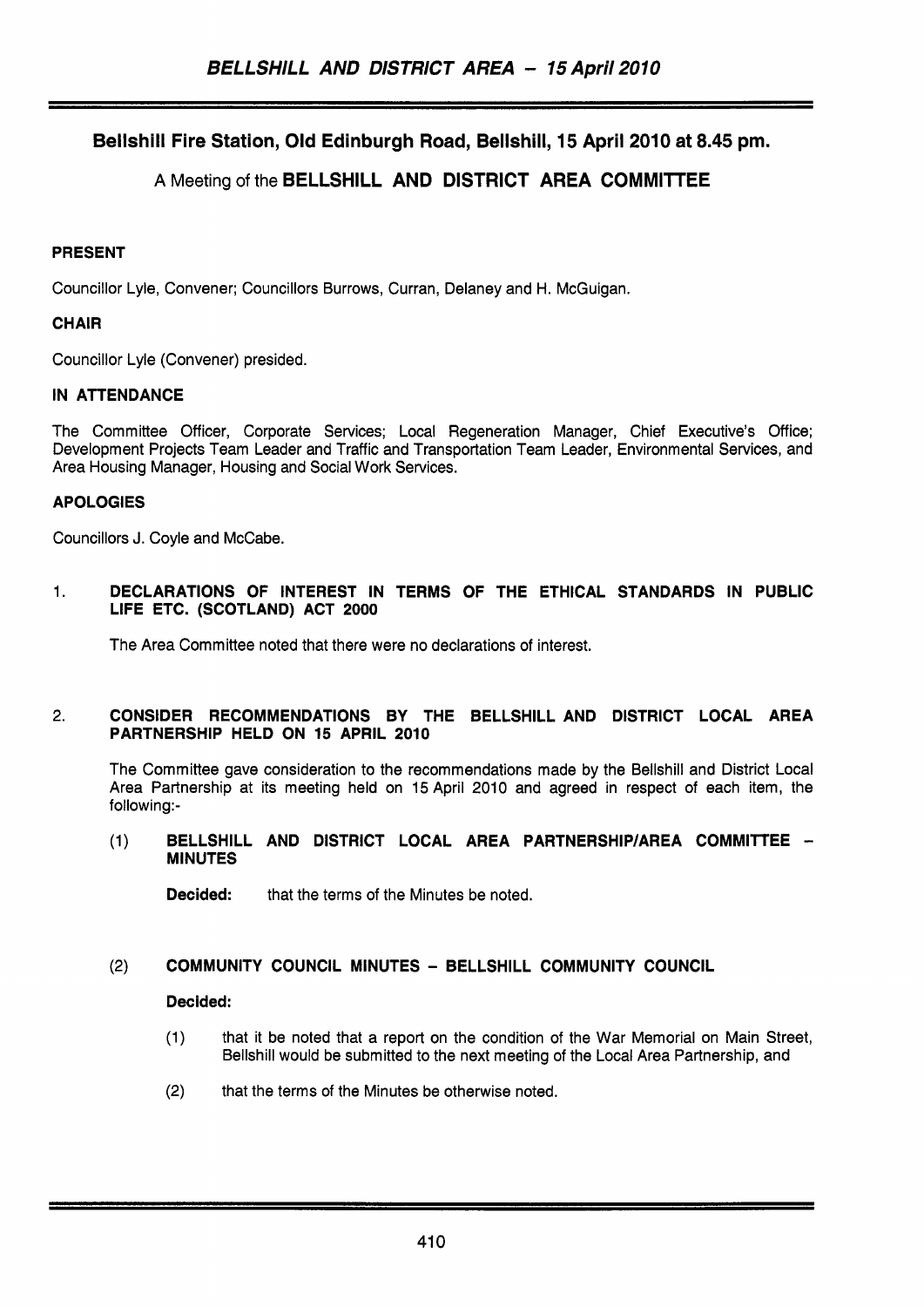## Bellshill Fire Station, Old Edinburgh Road, Bellshill, 15 April 2010 at 8.45 pm.

A Meeting of the **BELLSHILL AND DISTRICT AREA COMMITTEE**

**PRESENT**

Councillor Lyle, Convener; Councillors Burrows, Curran, Delaney and H. McGuigan.

**CHAIR**

Councillor Lyle (Convener) presided.

**IN ATTENDANCE**

The Committee Officer, Corporate Services; Local Regeneration Manager, Chief Executive's Office; Development Projects Team Leader and Traffic and Transportation Team Leader, Environmental Services, and Area Housing Manager, Housing and Social Work Services.

**APOLOGIES**

Councillors J. Coyle and McCabe.

1. **DECLARATIONS OF INTEREST IN TERMS OF THE ETHICAL STANDARDS IN PUBLIC LIFE ETC. (SCOTLAND) ACT 2000**

   The Area Committee noted that there were no declarations of interest.

2. **CONSIDER RECOMMENDATIONS BY THE BELLSHILL AND DISTRICT LOCAL AREA PARTNERSHIP HELD ON 15 APRIL 2010**

   The Committee gave consideration to the recommendations made by the Bellshill and District Local Area Partnership at its meeting held on 15 April 2010 and agreed in respect of each item, the following:-

   (1) **BELLSHILL AND DISTRICT LOCAL AREA PARTNERSHIP/AREA COMMITTEE – MINUTES**

   **Decided:** that the terms of the Minutes be noted.

   (2) **COMMUNITY COUNCIL MINUTES – BELLSHILL COMMUNITY COUNCIL**

   **Decided:**

   (1) that it be noted that a report on the condition of the War Memorial on Main Street, Bellshill would be submitted to the next meeting of the Local Area Partnership, and

   (2) that the terms of the Minutes be otherwise noted.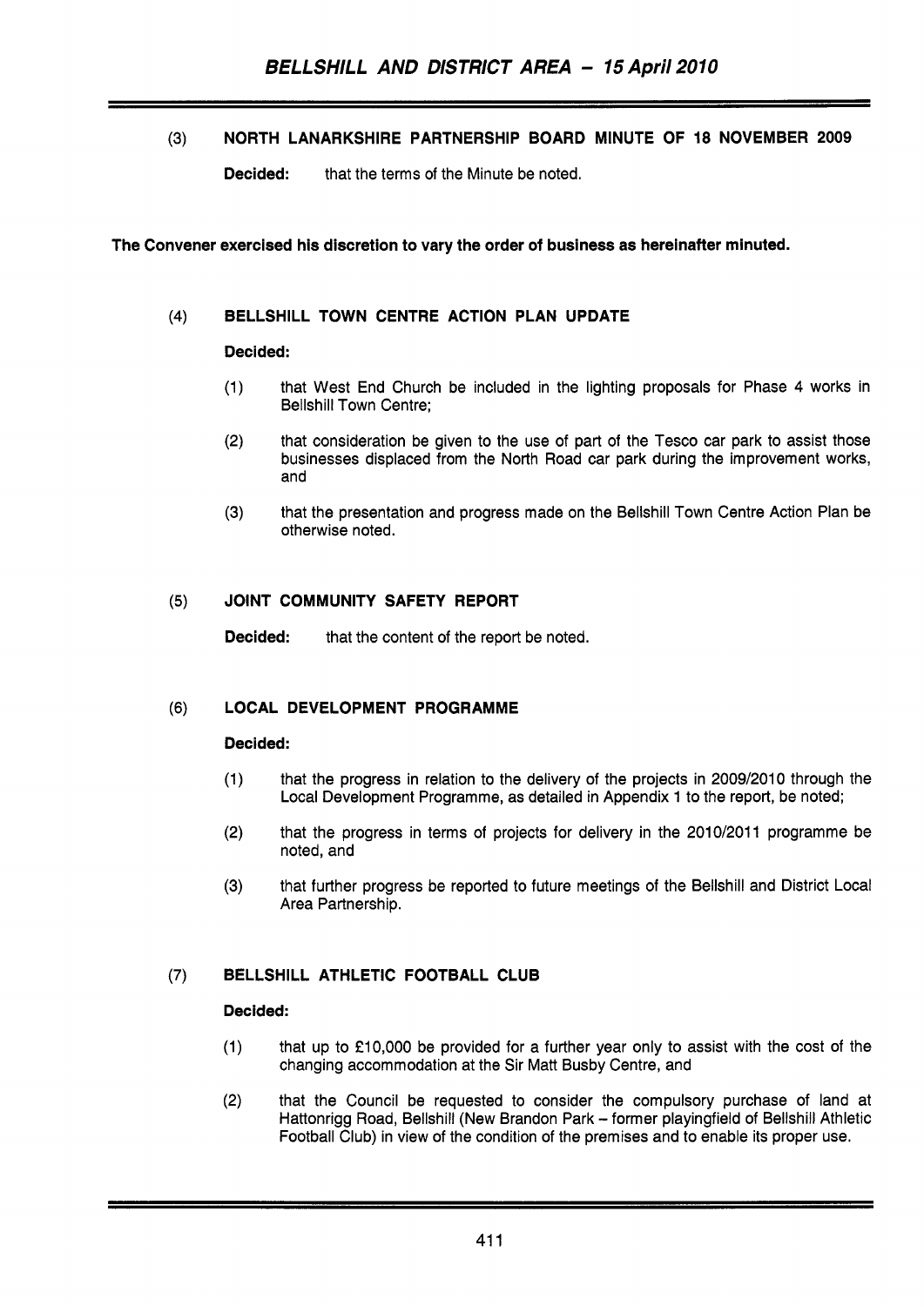(3) **NORTH LANARKSHIRE PARTNERSHIP BOARD MINUTE OF 18 NOVEMBER 2009**

**Decided:** that the terms of the Minute be noted.

**The Convener exercised his discretion to vary the order of business as hereinafter minuted.**

(4) **BELLSHILL TOWN CENTRE ACTION PLAN UPDATE**

**Decided:**

(1) that West End Church be included in the lighting proposals for Phase 4 works in Bellshill Town Centre;

(2) that consideration be given to the use of part of the Tesco car park to assist those businesses displaced from the North Road car park during the improvement works, and

(3) that the presentation and progress made on the Bellshill Town Centre Action Plan be otherwise noted.

(5) **JOINT COMMUNITY SAFETY REPORT**

**Decided:** that the content of the report be noted.

(6) **LOCAL DEVELOPMENT PROGRAMME**

**Decided:**

(1) that the progress in relation to the delivery of the projects in 2009/2010 through the Local Development Programme, as detailed in Appendix 1 to the report, be noted;

(2) that the progress in terms of projects for delivery in the 2010/2011 programme be noted, and

(3) that further progress be reported to future meetings of the Bellshill and District Local Area Partnership.

(7) **BELLSHILL ATHLETIC FOOTBALL CLUB**

**Decided:**

(1) that up to £10,000 be provided for a further year only to assist with the cost of the changing accommodation at the Sir Matt Busby Centre, and

(2) that the Council be requested to consider the compulsory purchase of land at Hattonrigg Road, Bellshill (New Brandon Park – former playingfield of Bellshill Athletic Football Club) in view of the condition of the premises and to enable its proper use.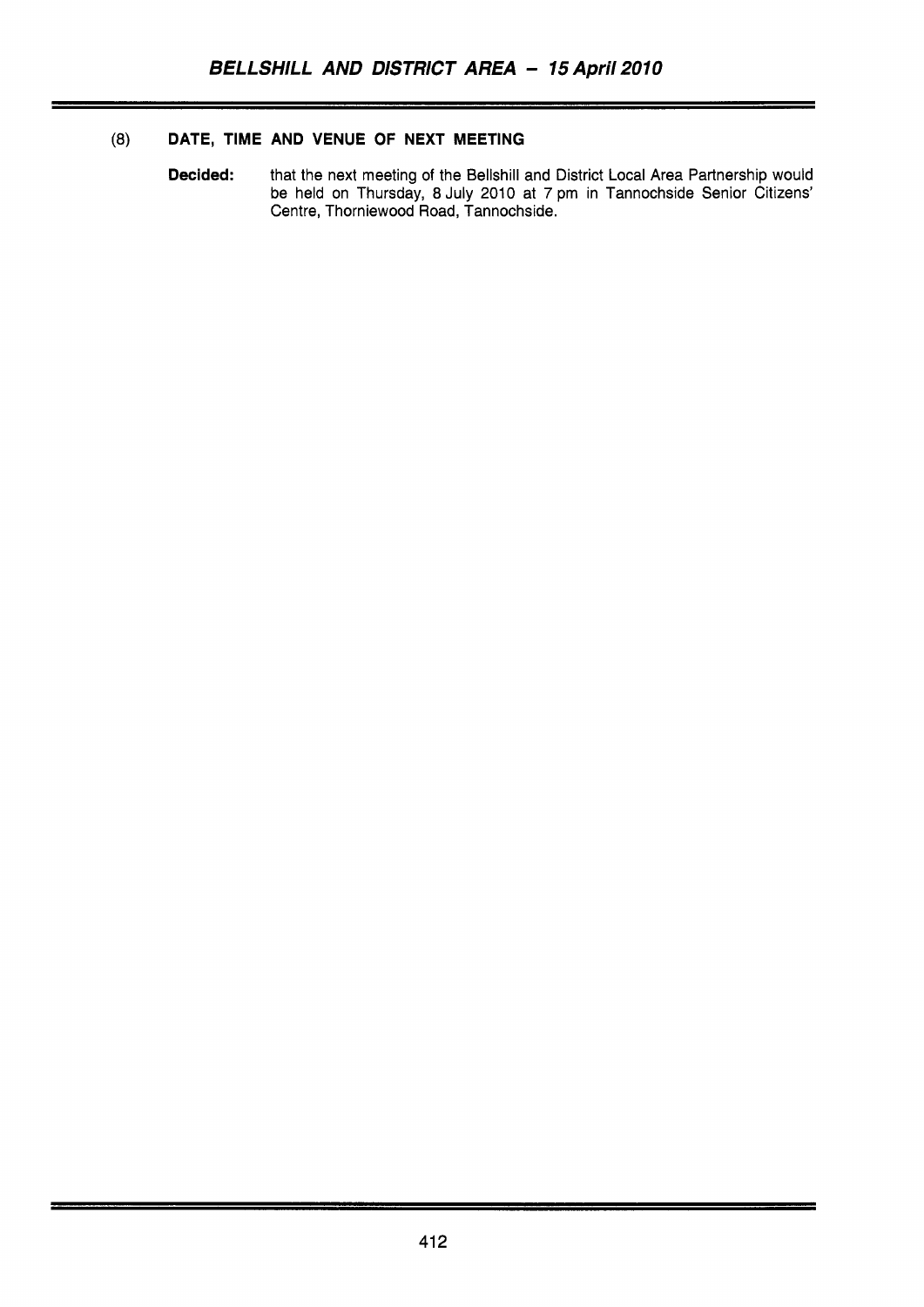(8) **DATE, TIME AND VENUE OF NEXT MEETING**

**Decided:** that the next meeting of the Bellshill and District Local Area Partnership would be held on Thursday, 8 July 2010 at 7 pm in Tannochside Senior Citizens' Centre, Thorniewood Road, Tannochside.